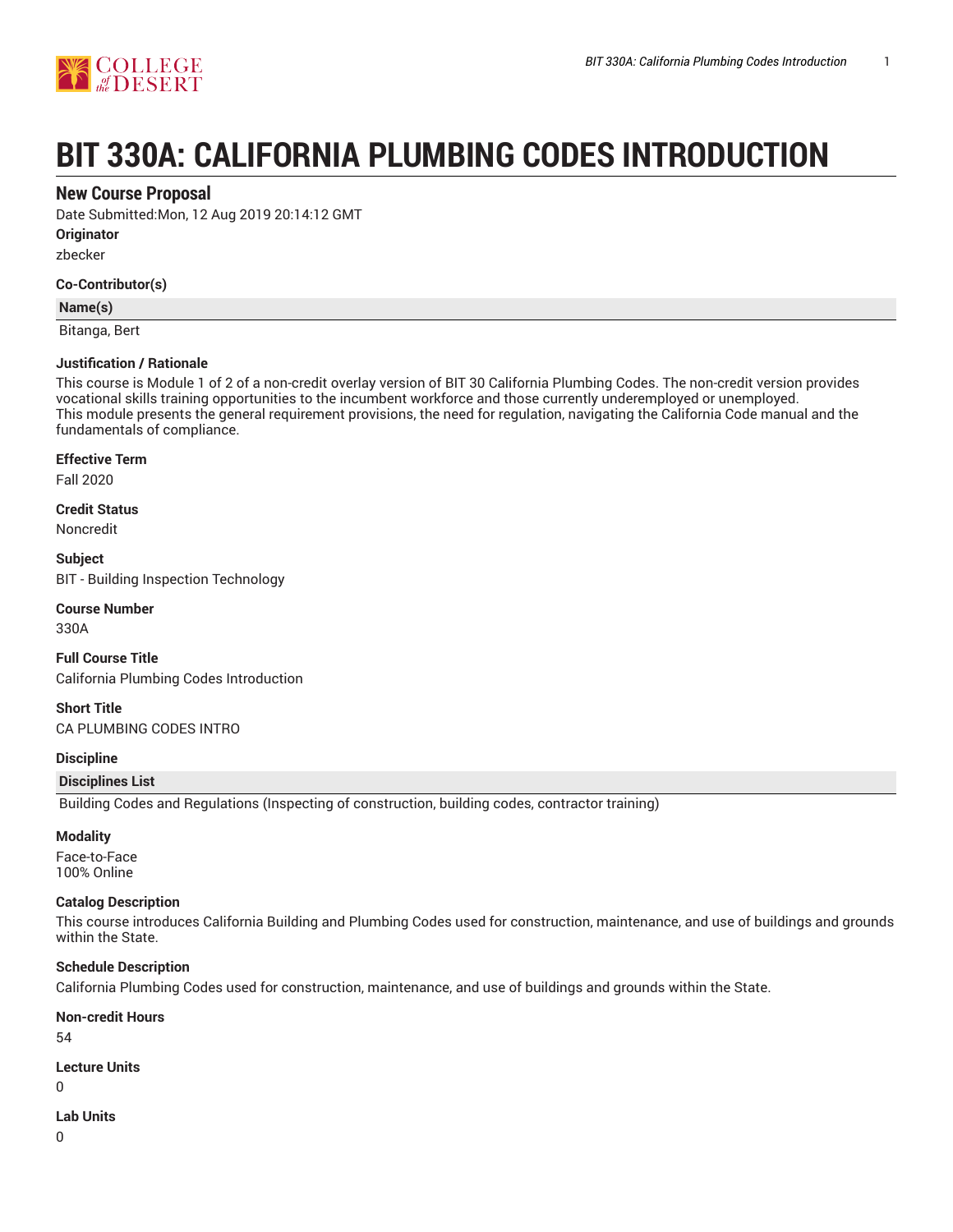# BIT 330A: CALIFORNIA PLUMBING CODES INTRODUCTION

## New Course Proposal

Date Submitted:Mon, 12 Aug 2019 20:14:12 GMT

**Originator**

zbecker

**Co-Contributor(s)**

| Name(s) |
| --- |
| Bitanga, Bert |

**Justification / Rationale**

This course is Module 1 of 2 of a non-credit overlay version of BIT 30 California Plumbing Codes. The non-credit version provides vocational skills training opportunities to the incumbent workforce and those currently underemployed or unemployed.
This module presents the general requirement provisions, the need for regulation, navigating the California Code manual and the fundamentals of compliance.

**Effective Term**

Fall 2020

**Credit Status**

Noncredit

**Subject**

BIT - Building Inspection Technology

**Course Number**

330A

**Full Course Title**

California Plumbing Codes Introduction

**Short Title**

CA PLUMBING CODES INTRO

**Discipline**

| Disciplines List |
| --- |
| Building Codes and Regulations (Inspecting of construction, building codes, contractor training) |

**Modality**

Face-to-Face
100% Online

**Catalog Description**

This course introduces California Building and Plumbing Codes used for construction, maintenance, and use of buildings and grounds within the State.

**Schedule Description**

California Plumbing Codes used for construction, maintenance, and use of buildings and grounds within the State.

**Non-credit Hours**

54

**Lecture Units**

0

**Lab Units**

0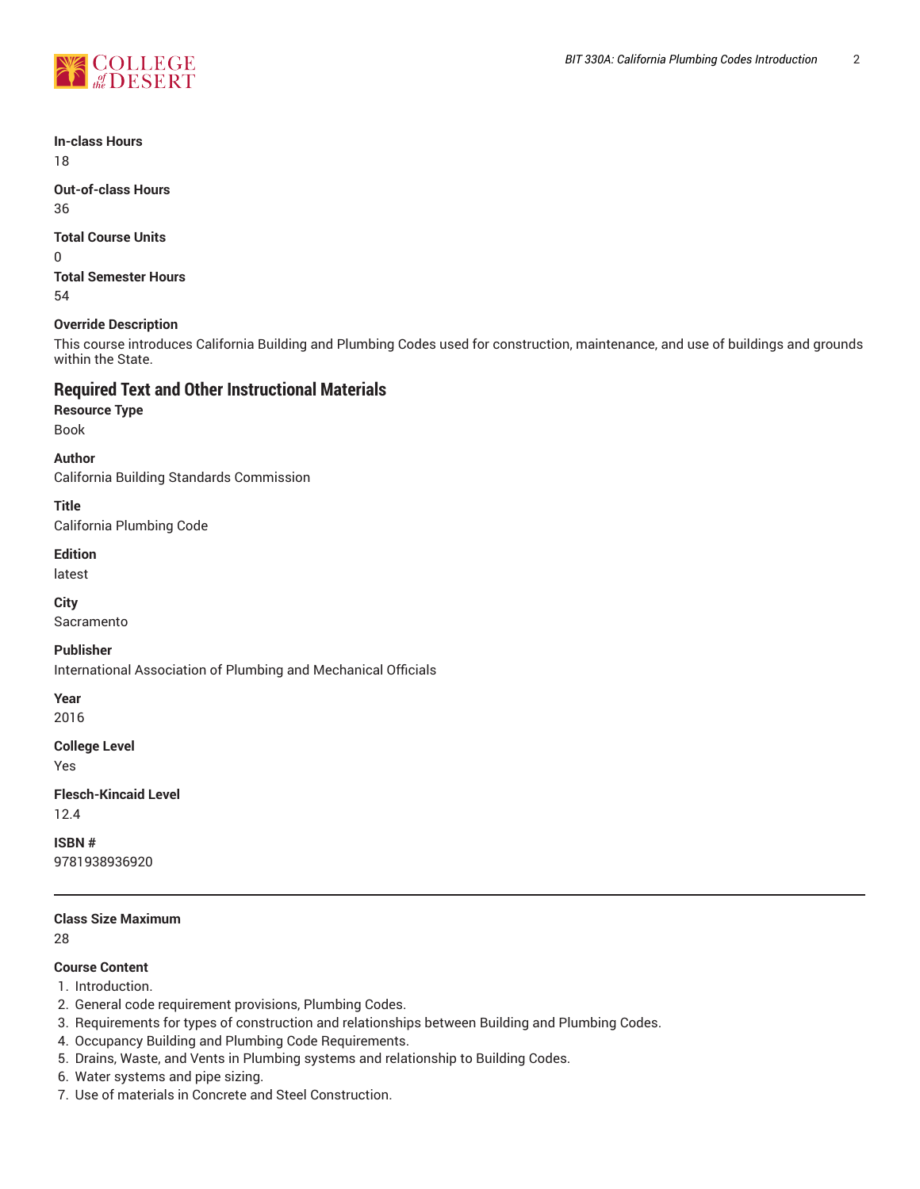**In-class Hours**
18

**Out-of-class Hours**
36

**Total Course Units**
0

**Total Semester Hours**
54

**Override Description**
This course introduces California Building and Plumbing Codes used for construction, maintenance, and use of buildings and grounds within the State.

## Required Text and Other Instructional Materials

**Resource Type**
Book

**Author**
California Building Standards Commission

**Title**
California Plumbing Code

**Edition**
latest

**City**
Sacramento

**Publisher**
International Association of Plumbing and Mechanical Officials

**Year**
2016

**College Level**
Yes

**Flesch-Kincaid Level**
12.4

**ISBN #**
9781938936920

---

**Class Size Maximum**
28

**Course Content**

1. Introduction.
2. General code requirement provisions, Plumbing Codes.
3. Requirements for types of construction and relationships between Building and Plumbing Codes.
4. Occupancy Building and Plumbing Code Requirements.
5. Drains, Waste, and Vents in Plumbing systems and relationship to Building Codes.
6. Water systems and pipe sizing.
7. Use of materials in Concrete and Steel Construction.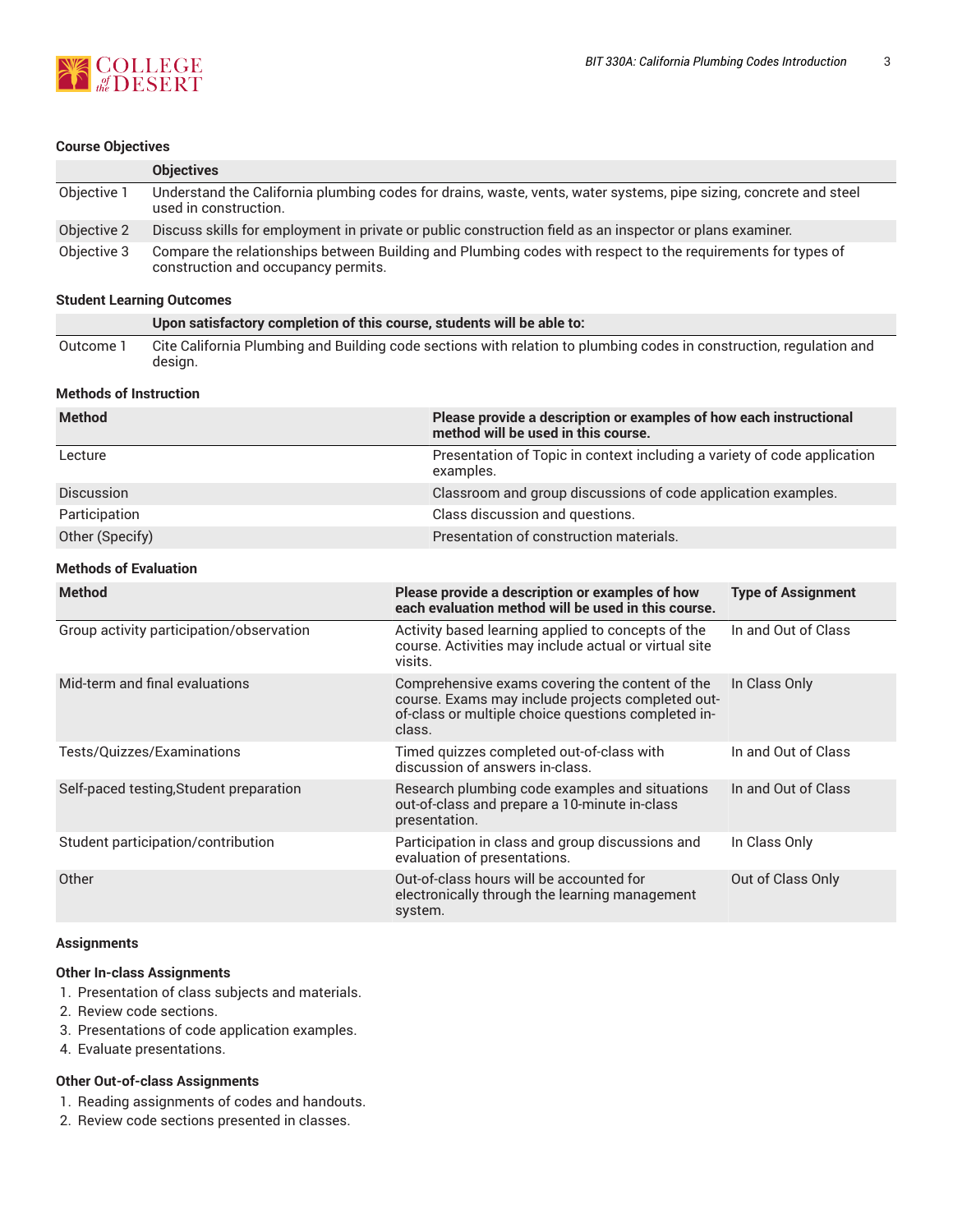### Course Objectives

| | Objectives |
|---|---|
| Objective 1 | Understand the California plumbing codes for drains, waste, vents, water systems, pipe sizing, concrete and steel used in construction. |
| Objective 2 | Discuss skills for employment in private or public construction field as an inspector or plans examiner. |
| Objective 3 | Compare the relationships between Building and Plumbing codes with respect to the requirements for types of construction and occupancy permits. |

### Student Learning Outcomes

| | Upon satisfactory completion of this course, students will be able to: |
|---|---|
| Outcome 1 | Cite California Plumbing and Building code sections with relation to plumbing codes in construction, regulation and design. |

### Methods of Instruction

| Method | Please provide a description or examples of how each instructional method will be used in this course. |
|---|---|
| Lecture | Presentation of Topic in context including a variety of code application examples. |
| Discussion | Classroom and group discussions of code application examples. |
| Participation | Class discussion and questions. |
| Other (Specify) | Presentation of construction materials. |

### Methods of Evaluation

| Method | Please provide a description or examples of how each evaluation method will be used in this course. | Type of Assignment |
|---|---|---|
| Group activity participation/observation | Activity based learning applied to concepts of the course. Activities may include actual or virtual site visits. | In and Out of Class |
| Mid-term and final evaluations | Comprehensive exams covering the content of the course. Exams may include projects completed out-of-class or multiple choice questions completed in-class. | In Class Only |
| Tests/Quizzes/Examinations | Timed quizzes completed out-of-class with discussion of answers in-class. | In and Out of Class |
| Self-paced testing,Student preparation | Research plumbing code examples and situations out-of-class and prepare a 10-minute in-class presentation. | In and Out of Class |
| Student participation/contribution | Participation in class and group discussions and evaluation of presentations. | In Class Only |
| Other | Out-of-class hours will be accounted for electronically through the learning management system. | Out of Class Only |

### Assignments

#### Other In-class Assignments

1. Presentation of class subjects and materials.
2. Review code sections.
3. Presentations of code application examples.
4. Evaluate presentations.

#### Other Out-of-class Assignments

1. Reading assignments of codes and handouts.
2. Review code sections presented in classes.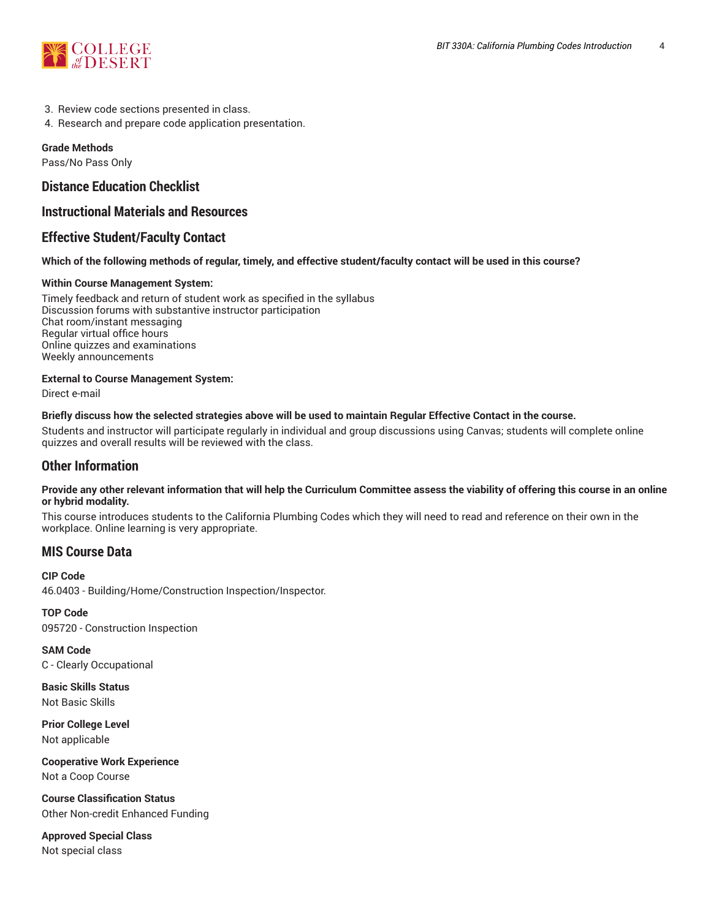3. Review code sections presented in class.
4. Research and prepare code application presentation.

**Grade Methods**
Pass/No Pass Only

## Distance Education Checklist

## Instructional Materials and Resources

## Effective Student/Faculty Contact

**Which of the following methods of regular, timely, and effective student/faculty contact will be used in this course?**

**Within Course Management System:**

Timely feedback and return of student work as specified in the syllabus
Discussion forums with substantive instructor participation
Chat room/instant messaging
Regular virtual office hours
Online quizzes and examinations
Weekly announcements

**External to Course Management System:**

Direct e-mail

**Briefly discuss how the selected strategies above will be used to maintain Regular Effective Contact in the course.**

Students and instructor will participate regularly in individual and group discussions using Canvas; students will complete online quizzes and overall results will be reviewed with the class.

## Other Information

**Provide any other relevant information that will help the Curriculum Committee assess the viability of offering this course in an online or hybrid modality.**

This course introduces students to the California Plumbing Codes which they will need to read and reference on their own in the workplace. Online learning is very appropriate.

## MIS Course Data

**CIP Code**
46.0403 - Building/Home/Construction Inspection/Inspector.

**TOP Code**
095720 - Construction Inspection

**SAM Code**
C - Clearly Occupational

**Basic Skills Status**
Not Basic Skills

**Prior College Level**
Not applicable

**Cooperative Work Experience**
Not a Coop Course

**Course Classification Status**
Other Non-credit Enhanced Funding

**Approved Special Class**
Not special class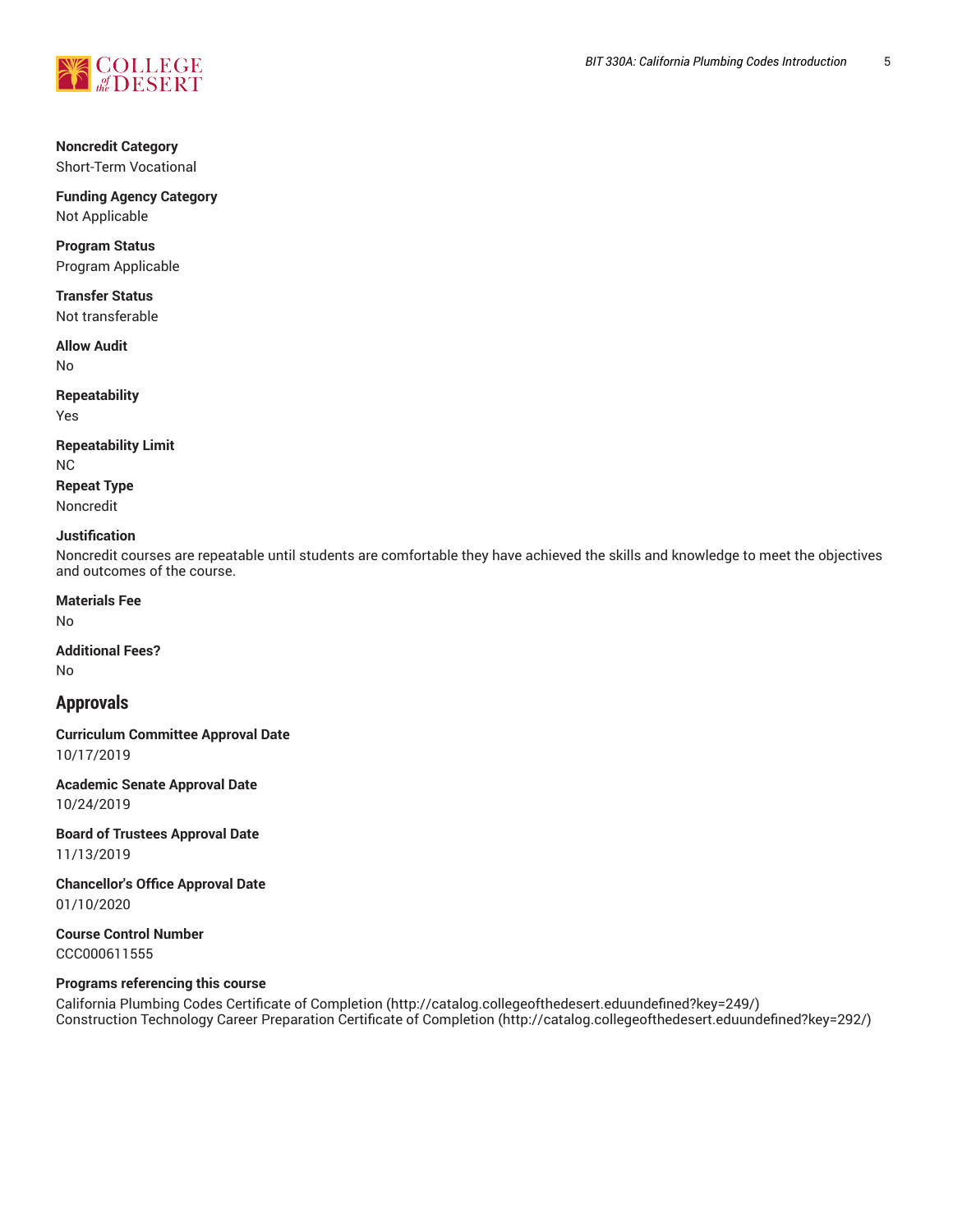**Noncredit Category**
Short-Term Vocational

**Funding Agency Category**
Not Applicable

**Program Status**
Program Applicable

**Transfer Status**
Not transferable

**Allow Audit**
No

**Repeatability**
Yes

**Repeatability Limit**
NC

**Repeat Type**
Noncredit

**Justification**
Noncredit courses are repeatable until students are comfortable they have achieved the skills and knowledge to meet the objectives and outcomes of the course.

**Materials Fee**
No

**Additional Fees?**
No

## Approvals

**Curriculum Committee Approval Date**
10/17/2019

**Academic Senate Approval Date**
10/24/2019

**Board of Trustees Approval Date**
11/13/2019

**Chancellor's Office Approval Date**
01/10/2020

**Course Control Number**
CCC000611555

**Programs referencing this course**
California Plumbing Codes Certificate of Completion (http://catalog.collegeofthedesert.eduundefined?key=249/)
Construction Technology Career Preparation Certificate of Completion (http://catalog.collegeofthedesert.eduundefined?key=292/)